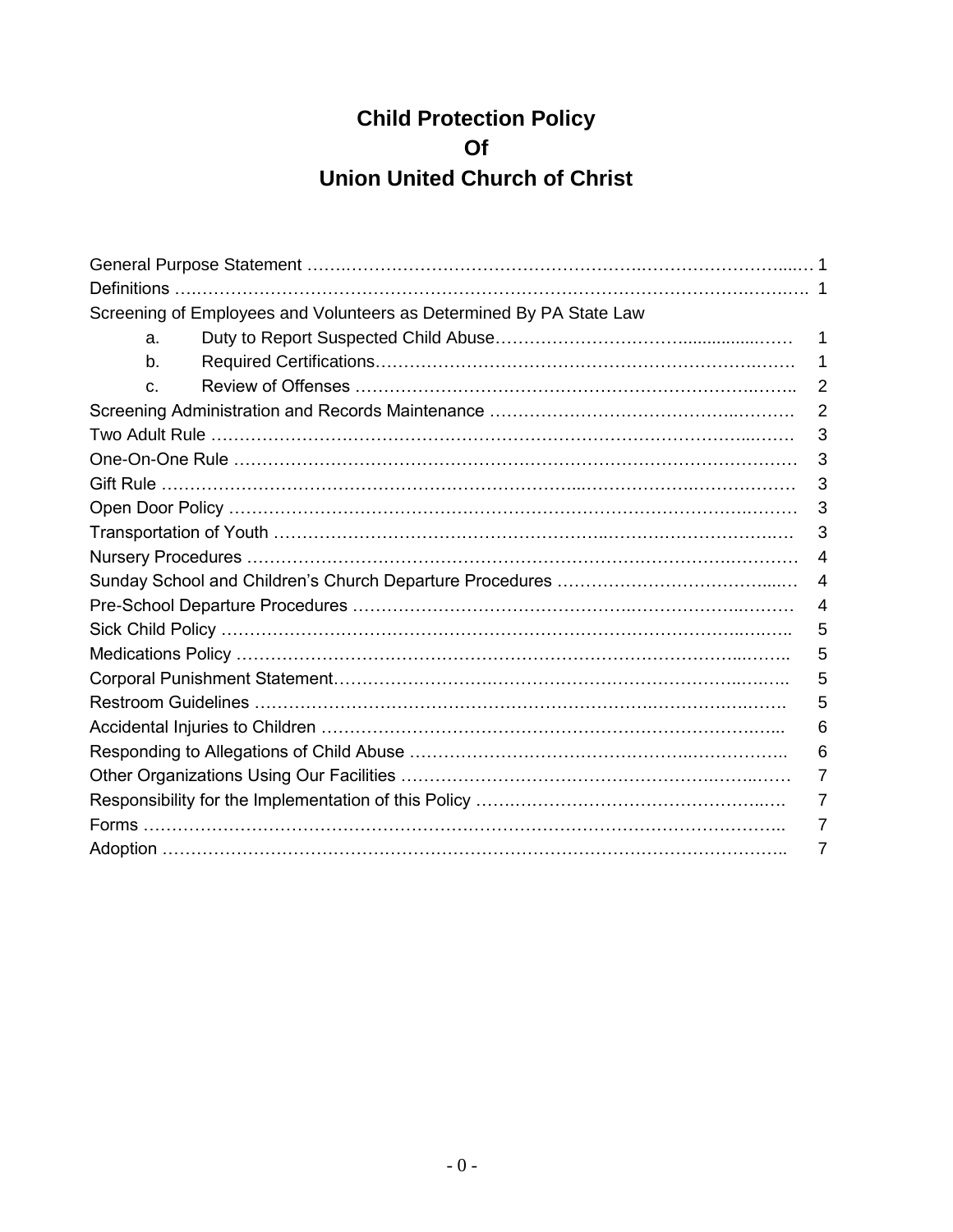# Child Protection Policy
# Of
# Union United Church of Christ

| | |
|---|---|
| General Purpose Statement | 1 |
| Definitions | 1 |
| Screening of Employees and Volunteers as Determined By PA State Law | |
| a. Duty to Report Suspected Child Abuse | 1 |
| b. Required Certifications | 1 |
| c. Review of Offenses | 2 |
| Screening Administration and Records Maintenance | 2 |
| Two Adult Rule | 3 |
| One-On-One Rule | 3 |
| Gift Rule | 3 |
| Open Door Policy | 3 |
| Transportation of Youth | 3 |
| Nursery Procedures | 4 |
| Sunday School and Children's Church Departure Procedures | 4 |
| Pre-School Departure Procedures | 4 |
| Sick Child Policy | 5 |
| Medications Policy | 5 |
| Corporal Punishment Statement | 5 |
| Restroom Guidelines | 5 |
| Accidental Injuries to Children | 6 |
| Responding to Allegations of Child Abuse | 6 |
| Other Organizations Using Our Facilities | 7 |
| Responsibility for the Implementation of this Policy | 7 |
| Forms | 7 |
| Adoption | 7 |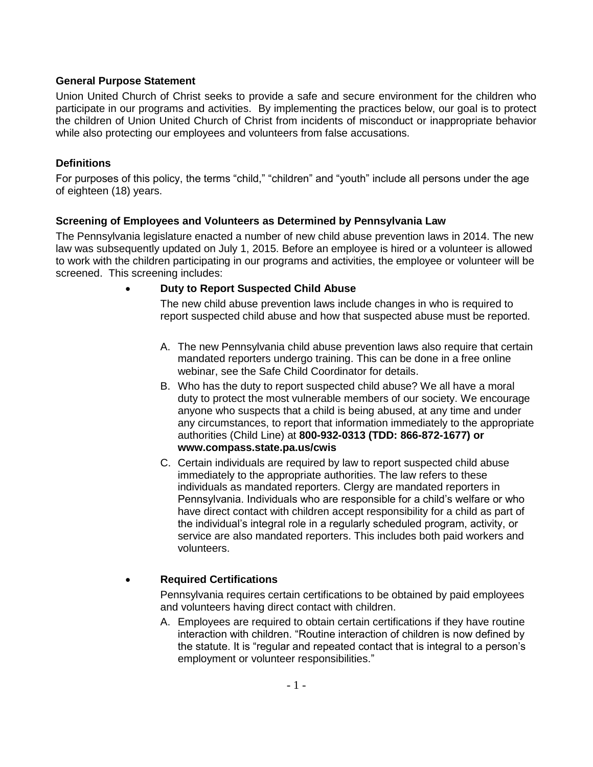**General Purpose Statement**

Union United Church of Christ seeks to provide a safe and secure environment for the children who participate in our programs and activities. By implementing the practices below, our goal is to protect the children of Union United Church of Christ from incidents of misconduct or inappropriate behavior while also protecting our employees and volunteers from false accusations.

**Definitions**

For purposes of this policy, the terms "child," "children" and "youth" include all persons under the age of eighteen (18) years.

**Screening of Employees and Volunteers as Determined by Pennsylvania Law**

The Pennsylvania legislature enacted a number of new child abuse prevention laws in 2014. The new law was subsequently updated on July 1, 2015. Before an employee is hired or a volunteer is allowed to work with the children participating in our programs and activities, the employee or volunteer will be screened. This screening includes:

- **Duty to Report Suspected Child Abuse**

  The new child abuse prevention laws include changes in who is required to report suspected child abuse and how that suspected abuse must be reported.

  A. The new Pennsylvania child abuse prevention laws also require that certain mandated reporters undergo training. This can be done in a free online webinar, see the Safe Child Coordinator for details.

  B. Who has the duty to report suspected child abuse? We all have a moral duty to protect the most vulnerable members of our society. We encourage anyone who suspects that a child is being abused, at any time and under any circumstances, to report that information immediately to the appropriate authorities (Child Line) at **800-932-0313 (TDD: 866-872-1677) or www.compass.state.pa.us/cwis**

  C. Certain individuals are required by law to report suspected child abuse immediately to the appropriate authorities. The law refers to these individuals as mandated reporters. Clergy are mandated reporters in Pennsylvania. Individuals who are responsible for a child's welfare or who have direct contact with children accept responsibility for a child as part of the individual's integral role in a regularly scheduled program, activity, or service are also mandated reporters. This includes both paid workers and volunteers.

- **Required Certifications**

  Pennsylvania requires certain certifications to be obtained by paid employees and volunteers having direct contact with children.

  A. Employees are required to obtain certain certifications if they have routine interaction with children. "Routine interaction of children is now defined by the statute. It is "regular and repeated contact that is integral to a person's employment or volunteer responsibilities."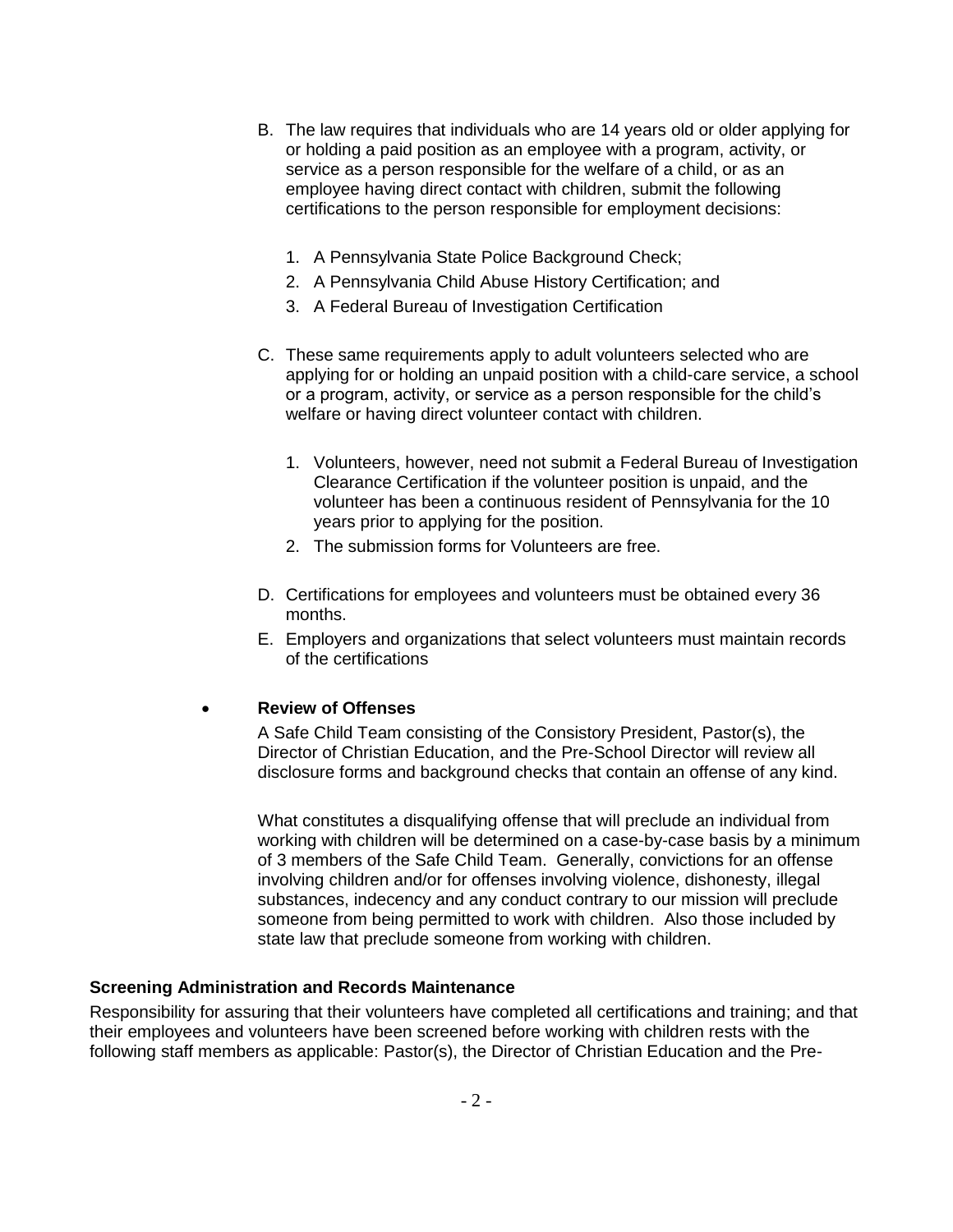B. The law requires that individuals who are 14 years old or older applying for or holding a paid position as an employee with a program, activity, or service as a person responsible for the welfare of a child, or as an employee having direct contact with children, submit the following certifications to the person responsible for employment decisions:

   1. A Pennsylvania State Police Background Check;
   2. A Pennsylvania Child Abuse History Certification; and
   3. A Federal Bureau of Investigation Certification

C. These same requirements apply to adult volunteers selected who are applying for or holding an unpaid position with a child-care service, a school or a program, activity, or service as a person responsible for the child's welfare or having direct volunteer contact with children.

   1. Volunteers, however, need not submit a Federal Bureau of Investigation Clearance Certification if the volunteer position is unpaid, and the volunteer has been a continuous resident of Pennsylvania for the 10 years prior to applying for the position.
   2. The submission forms for Volunteers are free.

D. Certifications for employees and volunteers must be obtained every 36 months.

E. Employers and organizations that select volunteers must maintain records of the certifications

- **Review of Offenses**

  A Safe Child Team consisting of the Consistory President, Pastor(s), the Director of Christian Education, and the Pre-School Director will review all disclosure forms and background checks that contain an offense of any kind.

  What constitutes a disqualifying offense that will preclude an individual from working with children will be determined on a case-by-case basis by a minimum of 3 members of the Safe Child Team. Generally, convictions for an offense involving children and/or for offenses involving violence, dishonesty, illegal substances, indecency and any conduct contrary to our mission will preclude someone from being permitted to work with children. Also those included by state law that preclude someone from working with children.

**Screening Administration and Records Maintenance**

Responsibility for assuring that their volunteers have completed all certifications and training; and that their employees and volunteers have been screened before working with children rests with the following staff members as applicable: Pastor(s), the Director of Christian Education and the Pre-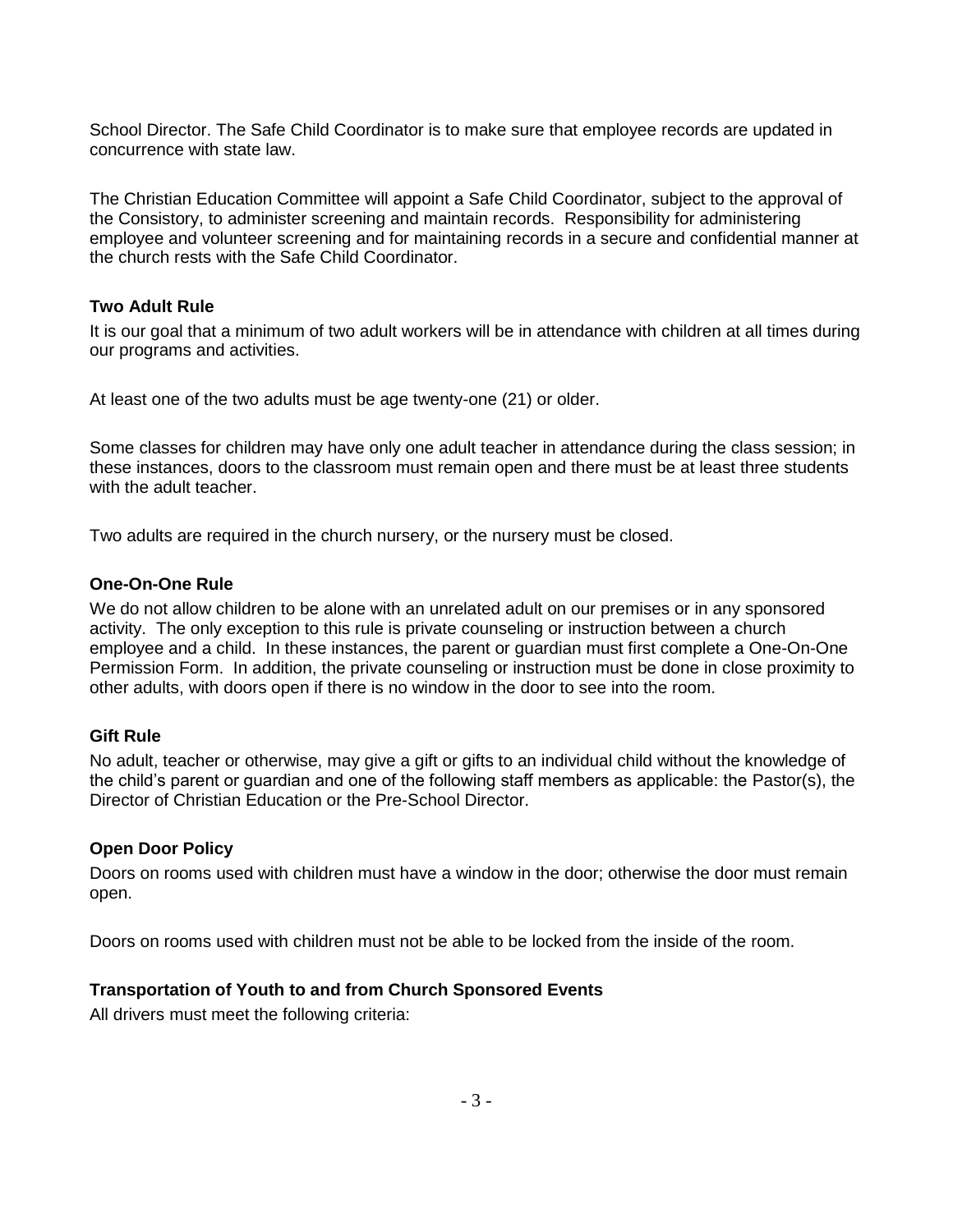School Director. The Safe Child Coordinator is to make sure that employee records are updated in concurrence with state law.

The Christian Education Committee will appoint a Safe Child Coordinator, subject to the approval of the Consistory, to administer screening and maintain records. Responsibility for administering employee and volunteer screening and for maintaining records in a secure and confidential manner at the church rests with the Safe Child Coordinator.

**Two Adult Rule**

It is our goal that a minimum of two adult workers will be in attendance with children at all times during our programs and activities.

At least one of the two adults must be age twenty-one (21) or older.

Some classes for children may have only one adult teacher in attendance during the class session; in these instances, doors to the classroom must remain open and there must be at least three students with the adult teacher.

Two adults are required in the church nursery, or the nursery must be closed.

**One-On-One Rule**

We do not allow children to be alone with an unrelated adult on our premises or in any sponsored activity. The only exception to this rule is private counseling or instruction between a church employee and a child. In these instances, the parent or guardian must first complete a One-On-One Permission Form. In addition, the private counseling or instruction must be done in close proximity to other adults, with doors open if there is no window in the door to see into the room.

**Gift Rule**

No adult, teacher or otherwise, may give a gift or gifts to an individual child without the knowledge of the child's parent or guardian and one of the following staff members as applicable: the Pastor(s), the Director of Christian Education or the Pre-School Director.

**Open Door Policy**

Doors on rooms used with children must have a window in the door; otherwise the door must remain open.

Doors on rooms used with children must not be able to be locked from the inside of the room.

**Transportation of Youth to and from Church Sponsored Events**

All drivers must meet the following criteria: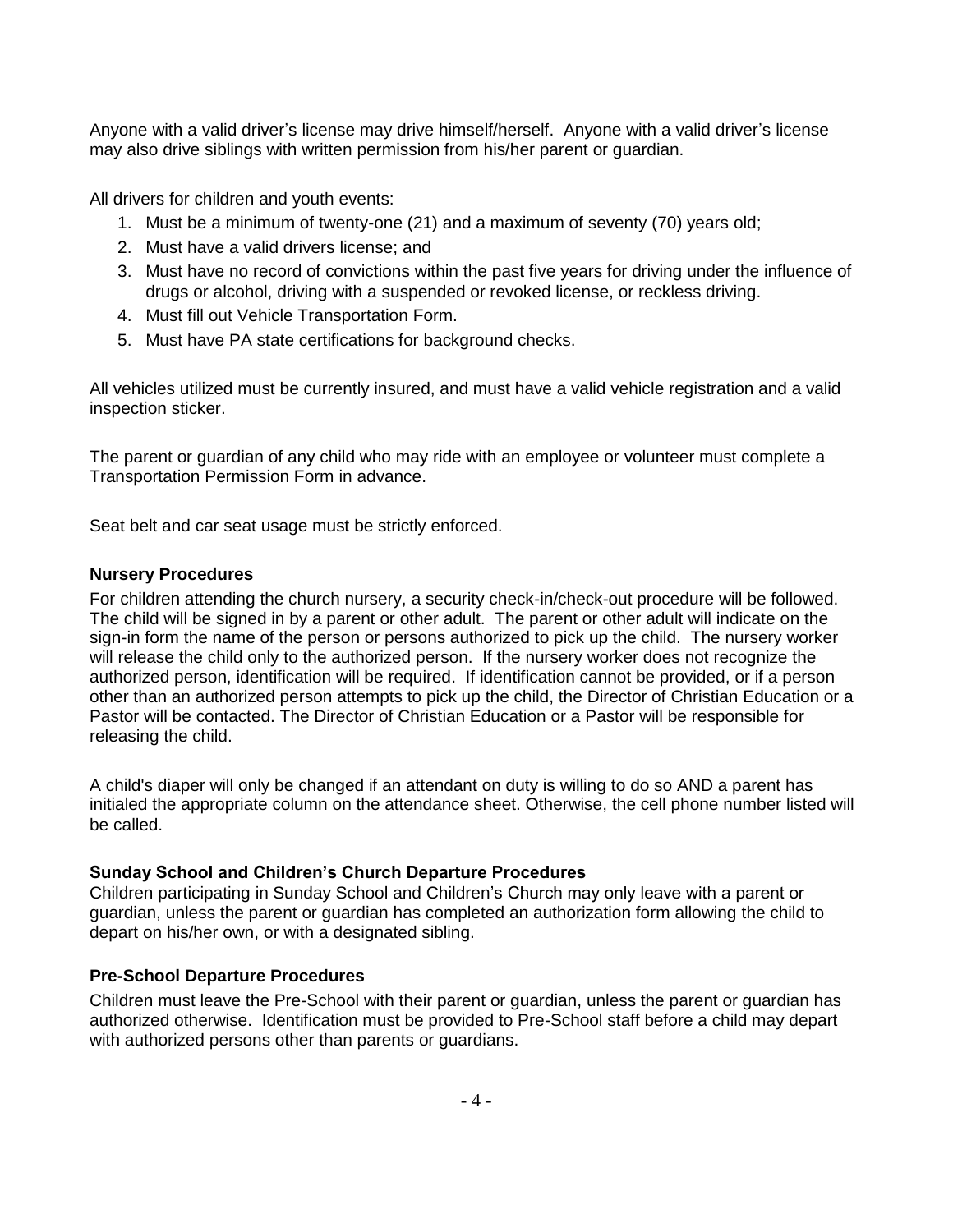Anyone with a valid driver's license may drive himself/herself. Anyone with a valid driver's license may also drive siblings with written permission from his/her parent or guardian.

All drivers for children and youth events:

1. Must be a minimum of twenty-one (21) and a maximum of seventy (70) years old;
2. Must have a valid drivers license; and
3. Must have no record of convictions within the past five years for driving under the influence of drugs or alcohol, driving with a suspended or revoked license, or reckless driving.
4. Must fill out Vehicle Transportation Form.
5. Must have PA state certifications for background checks.

All vehicles utilized must be currently insured, and must have a valid vehicle registration and a valid inspection sticker.

The parent or guardian of any child who may ride with an employee or volunteer must complete a Transportation Permission Form in advance.

Seat belt and car seat usage must be strictly enforced.

**Nursery Procedures**

For children attending the church nursery, a security check-in/check-out procedure will be followed. The child will be signed in by a parent or other adult. The parent or other adult will indicate on the sign-in form the name of the person or persons authorized to pick up the child. The nursery worker will release the child only to the authorized person. If the nursery worker does not recognize the authorized person, identification will be required. If identification cannot be provided, or if a person other than an authorized person attempts to pick up the child, the Director of Christian Education or a Pastor will be contacted. The Director of Christian Education or a Pastor will be responsible for releasing the child.

A child's diaper will only be changed if an attendant on duty is willing to do so AND a parent has initialed the appropriate column on the attendance sheet. Otherwise, the cell phone number listed will be called.

**Sunday School and Children's Church Departure Procedures**

Children participating in Sunday School and Children's Church may only leave with a parent or guardian, unless the parent or guardian has completed an authorization form allowing the child to depart on his/her own, or with a designated sibling.

**Pre-School Departure Procedures**

Children must leave the Pre-School with their parent or guardian, unless the parent or guardian has authorized otherwise. Identification must be provided to Pre-School staff before a child may depart with authorized persons other than parents or guardians.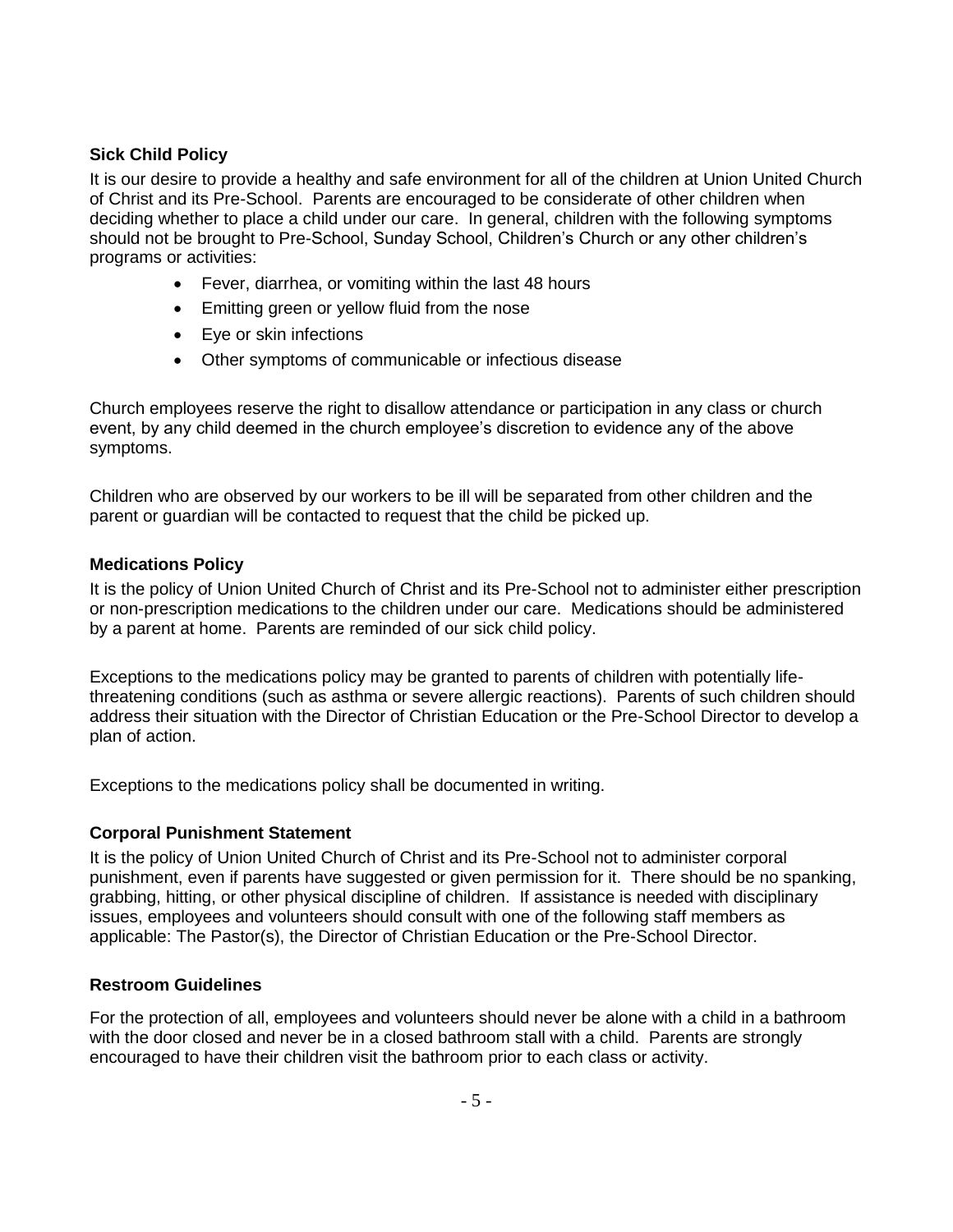### Sick Child Policy

It is our desire to provide a healthy and safe environment for all of the children at Union United Church of Christ and its Pre-School. Parents are encouraged to be considerate of other children when deciding whether to place a child under our care. In general, children with the following symptoms should not be brought to Pre-School, Sunday School, Children's Church or any other children's programs or activities:

- Fever, diarrhea, or vomiting within the last 48 hours
- Emitting green or yellow fluid from the nose
- Eye or skin infections
- Other symptoms of communicable or infectious disease

Church employees reserve the right to disallow attendance or participation in any class or church event, by any child deemed in the church employee's discretion to evidence any of the above symptoms.

Children who are observed by our workers to be ill will be separated from other children and the parent or guardian will be contacted to request that the child be picked up.

### Medications Policy

It is the policy of Union United Church of Christ and its Pre-School not to administer either prescription or non-prescription medications to the children under our care. Medications should be administered by a parent at home. Parents are reminded of our sick child policy.

Exceptions to the medications policy may be granted to parents of children with potentially life-threatening conditions (such as asthma or severe allergic reactions). Parents of such children should address their situation with the Director of Christian Education or the Pre-School Director to develop a plan of action.

Exceptions to the medications policy shall be documented in writing.

### Corporal Punishment Statement

It is the policy of Union United Church of Christ and its Pre-School not to administer corporal punishment, even if parents have suggested or given permission for it. There should be no spanking, grabbing, hitting, or other physical discipline of children. If assistance is needed with disciplinary issues, employees and volunteers should consult with one of the following staff members as applicable: The Pastor(s), the Director of Christian Education or the Pre-School Director.

### Restroom Guidelines

For the protection of all, employees and volunteers should never be alone with a child in a bathroom with the door closed and never be in a closed bathroom stall with a child. Parents are strongly encouraged to have their children visit the bathroom prior to each class or activity.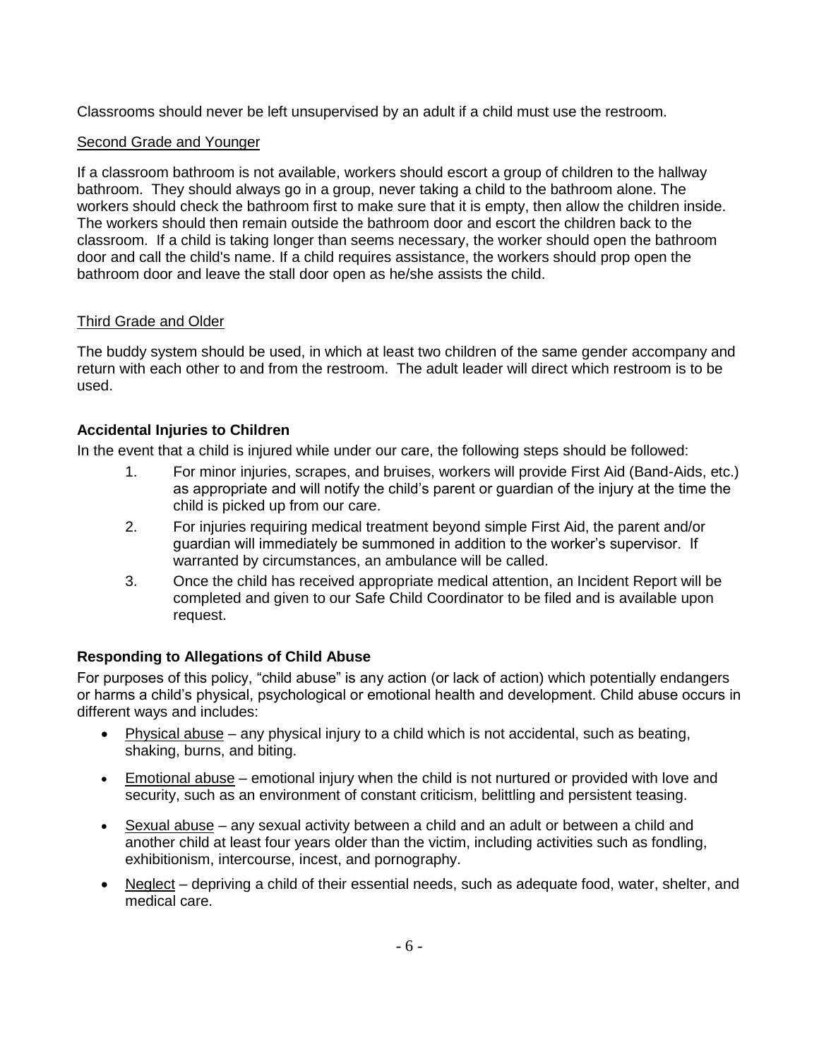Classrooms should never be left unsupervised by an adult if a child must use the restroom.

Second Grade and Younger

If a classroom bathroom is not available, workers should escort a group of children to the hallway bathroom. They should always go in a group, never taking a child to the bathroom alone. The workers should check the bathroom first to make sure that it is empty, then allow the children inside. The workers should then remain outside the bathroom door and escort the children back to the classroom. If a child is taking longer than seems necessary, the worker should open the bathroom door and call the child's name. If a child requires assistance, the workers should prop open the bathroom door and leave the stall door open as he/she assists the child.

Third Grade and Older

The buddy system should be used, in which at least two children of the same gender accompany and return with each other to and from the restroom. The adult leader will direct which restroom is to be used.

### Accidental Injuries to Children

In the event that a child is injured while under our care, the following steps should be followed:

1. For minor injuries, scrapes, and bruises, workers will provide First Aid (Band-Aids, etc.) as appropriate and will notify the child's parent or guardian of the injury at the time the child is picked up from our care.
2. For injuries requiring medical treatment beyond simple First Aid, the parent and/or guardian will immediately be summoned in addition to the worker's supervisor. If warranted by circumstances, an ambulance will be called.
3. Once the child has received appropriate medical attention, an Incident Report will be completed and given to our Safe Child Coordinator to be filed and is available upon request.

### Responding to Allegations of Child Abuse

For purposes of this policy, "child abuse" is any action (or lack of action) which potentially endangers or harms a child's physical, psychological or emotional health and development. Child abuse occurs in different ways and includes:

- Physical abuse – any physical injury to a child which is not accidental, such as beating, shaking, burns, and biting.
- Emotional abuse – emotional injury when the child is not nurtured or provided with love and security, such as an environment of constant criticism, belittling and persistent teasing.
- Sexual abuse – any sexual activity between a child and an adult or between a child and another child at least four years older than the victim, including activities such as fondling, exhibitionism, intercourse, incest, and pornography.
- Neglect – depriving a child of their essential needs, such as adequate food, water, shelter, and medical care.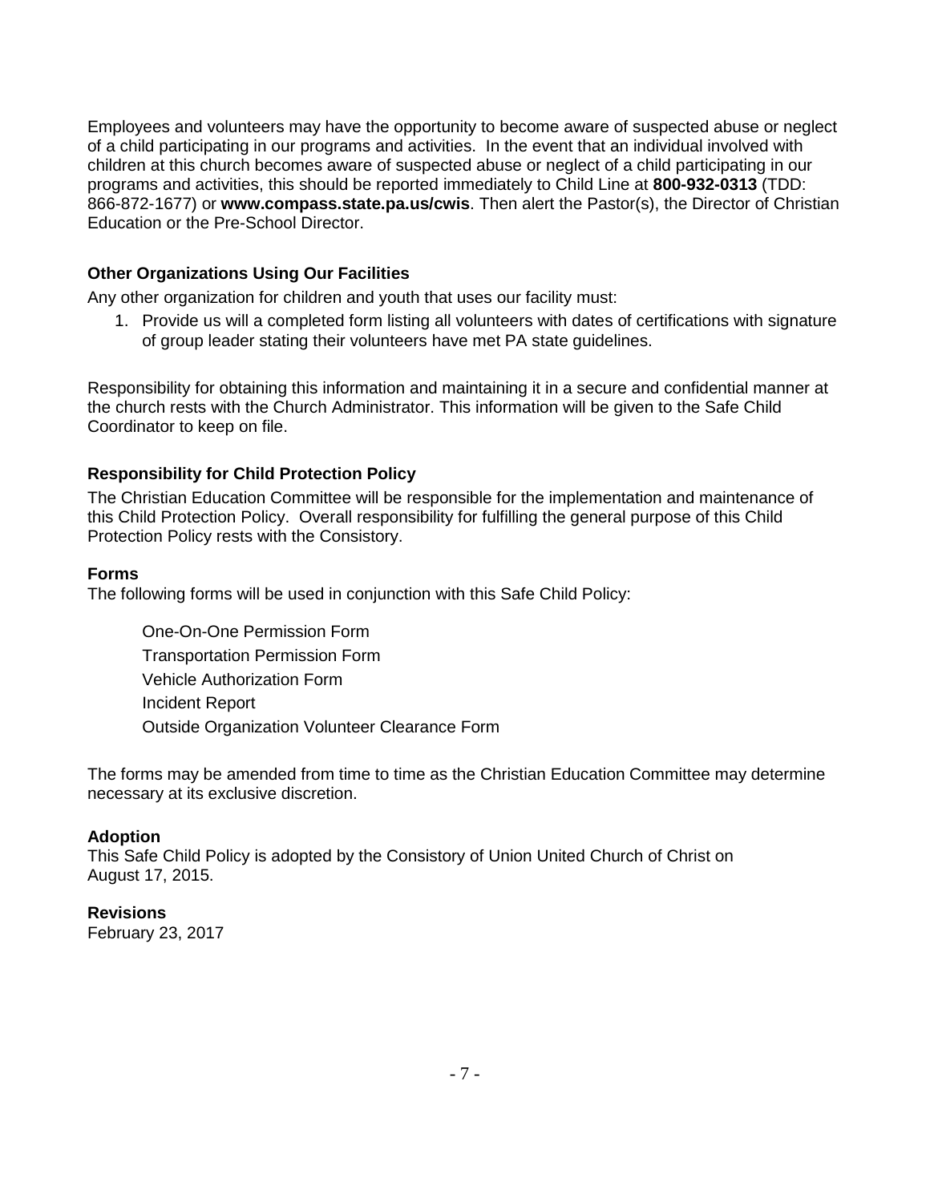Employees and volunteers may have the opportunity to become aware of suspected abuse or neglect of a child participating in our programs and activities. In the event that an individual involved with children at this church becomes aware of suspected abuse or neglect of a child participating in our programs and activities, this should be reported immediately to Child Line at **800-932-0313** (TDD: 866-872-1677) or **www.compass.state.pa.us/cwis**. Then alert the Pastor(s), the Director of Christian Education or the Pre-School Director.

### Other Organizations Using Our Facilities

Any other organization for children and youth that uses our facility must:

1. Provide us will a completed form listing all volunteers with dates of certifications with signature of group leader stating their volunteers have met PA state guidelines.

Responsibility for obtaining this information and maintaining it in a secure and confidential manner at the church rests with the Church Administrator. This information will be given to the Safe Child Coordinator to keep on file.

### Responsibility for Child Protection Policy

The Christian Education Committee will be responsible for the implementation and maintenance of this Child Protection Policy. Overall responsibility for fulfilling the general purpose of this Child Protection Policy rests with the Consistory.

### Forms

The following forms will be used in conjunction with this Safe Child Policy:

- One-On-One Permission Form
- Transportation Permission Form
- Vehicle Authorization Form
- Incident Report
- Outside Organization Volunteer Clearance Form

The forms may be amended from time to time as the Christian Education Committee may determine necessary at its exclusive discretion.

### Adoption

This Safe Child Policy is adopted by the Consistory of Union United Church of Christ on August 17, 2015.

### Revisions

February 23, 2017